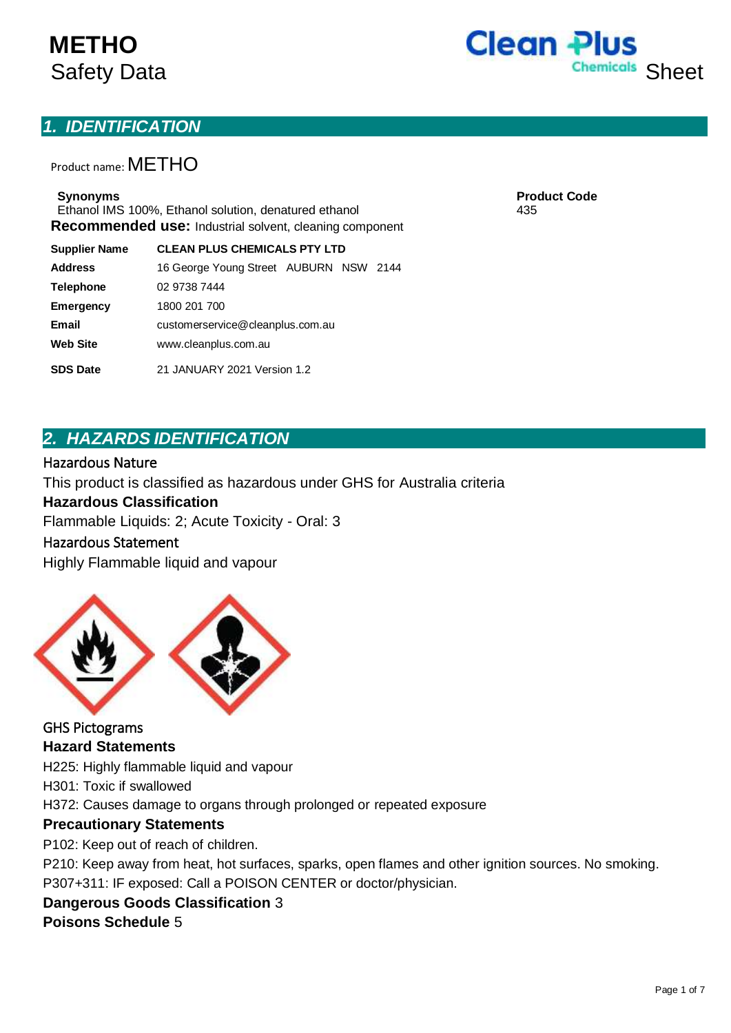# METHO
Safety Data Sheet

Clean Plus Chemicals

## 1. IDENTIFICATION

Product name: METHO

**Synonyms**
Ethanol IMS 100%, Ethanol solution, denatured ethanol

**Product Code**
435

**Recommended use:** Industrial solvent, cleaning component

| | |
|---|---|
| **Supplier Name** | **CLEAN PLUS CHEMICALS PTY LTD** |
| **Address** | 16 George Young Street AUBURN NSW 2144 |
| **Telephone** | 02 9738 7444 |
| **Emergency** | 1800 201 700 |
| **Email** | customerservice@cleanplus.com.au |
| **Web Site** | www.cleanplus.com.au |
| **SDS Date** | 21 JANUARY 2021 Version 1.2 |

## 2. HAZARDS IDENTIFICATION

Hazardous Nature

This product is classified as hazardous under GHS for Australia criteria

**Hazardous Classification**

Flammable Liquids: 2; Acute Toxicity - Oral: 3

Hazardous Statement

Highly Flammable liquid and vapour

GHS Pictograms

**Hazard Statements**

H225: Highly flammable liquid and vapour

H301: Toxic if swallowed

H372: Causes damage to organs through prolonged or repeated exposure

**Precautionary Statements**

P102: Keep out of reach of children.

P210: Keep away from heat, hot surfaces, sparks, open flames and other ignition sources. No smoking.

P307+311: IF exposed: Call a POISON CENTER or doctor/physician.

**Dangerous Goods Classification** 3

**Poisons Schedule** 5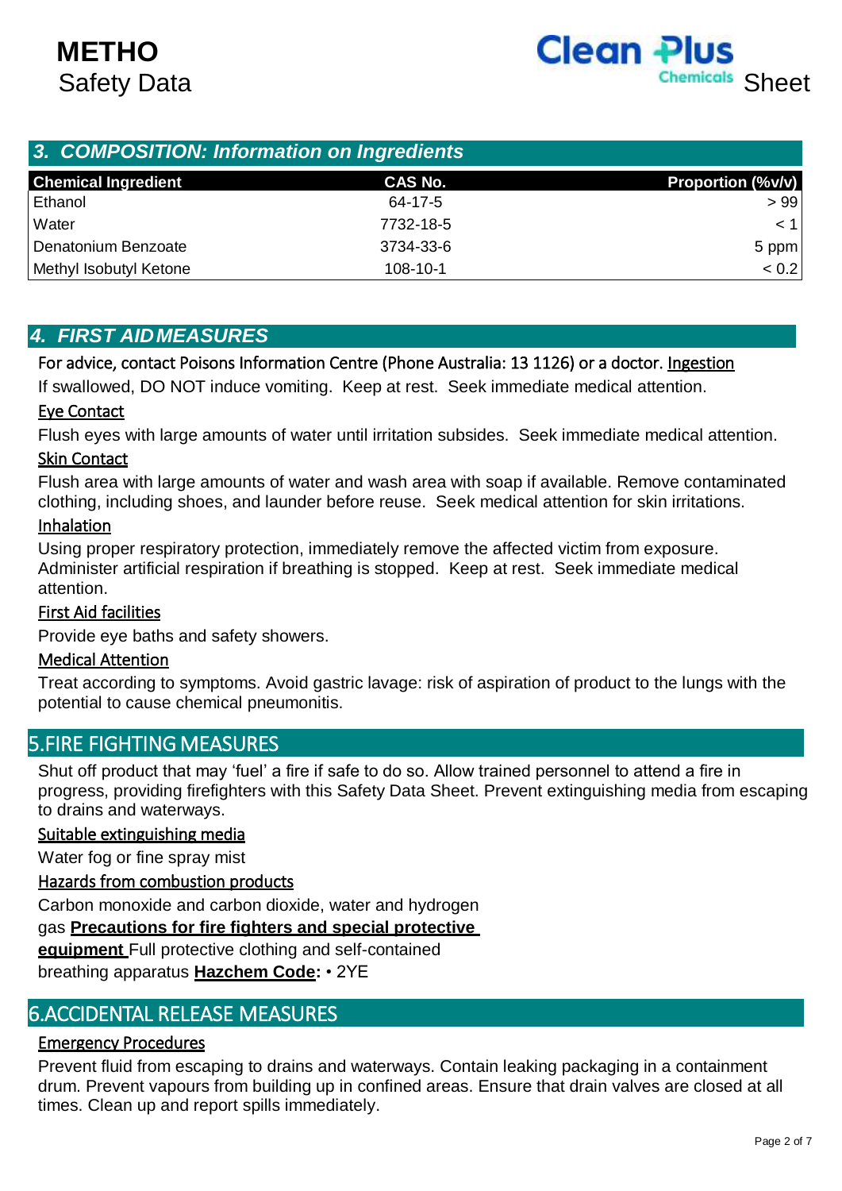## 3. COMPOSITION: Information on Ingredients

| Chemical Ingredient | CAS No. | Proportion (%v/v) |
|---|---|---|
| Ethanol | 64-17-5 | > 99 |
| Water | 7732-18-5 | < 1 |
| Denatonium Benzoate | 3734-33-6 | 5 ppm |
| Methyl Isobutyl Ketone | 108-10-1 | < 0.2 |

## 4. FIRST AID MEASURES

For advice, contact Poisons Information Centre (Phone Australia: 13 1126) or a doctor.

Ingestion

If swallowed, DO NOT induce vomiting. Keep at rest. Seek immediate medical attention.

Eye Contact

Flush eyes with large amounts of water until irritation subsides. Seek immediate medical attention.

Skin Contact

Flush area with large amounts of water and wash area with soap if available. Remove contaminated clothing, including shoes, and launder before reuse. Seek medical attention for skin irritations.

Inhalation

Using proper respiratory protection, immediately remove the affected victim from exposure. Administer artificial respiration if breathing is stopped. Keep at rest. Seek immediate medical attention.

First Aid facilities

Provide eye baths and safety showers.

Medical Attention

Treat according to symptoms. Avoid gastric lavage: risk of aspiration of product to the lungs with the potential to cause chemical pneumonitis.

## 5. FIRE FIGHTING MEASURES

Shut off product that may 'fuel' a fire if safe to do so. Allow trained personnel to attend a fire in progress, providing firefighters with this Safety Data Sheet. Prevent extinguishing media from escaping to drains and waterways.

Suitable extinguishing media

Water fog or fine spray mist

Hazards from combustion products

Carbon monoxide and carbon dioxide, water and hydrogen gas

**Precautions for fire fighters and special protective equipment** Full protective clothing and self-contained breathing apparatus

**Hazchem Code:** • 2YE

## 6. ACCIDENTAL RELEASE MEASURES

Emergency Procedures

Prevent fluid from escaping to drains and waterways. Contain leaking packaging in a containment drum. Prevent vapours from building up in confined areas. Ensure that drain valves are closed at all times. Clean up and report spills immediately.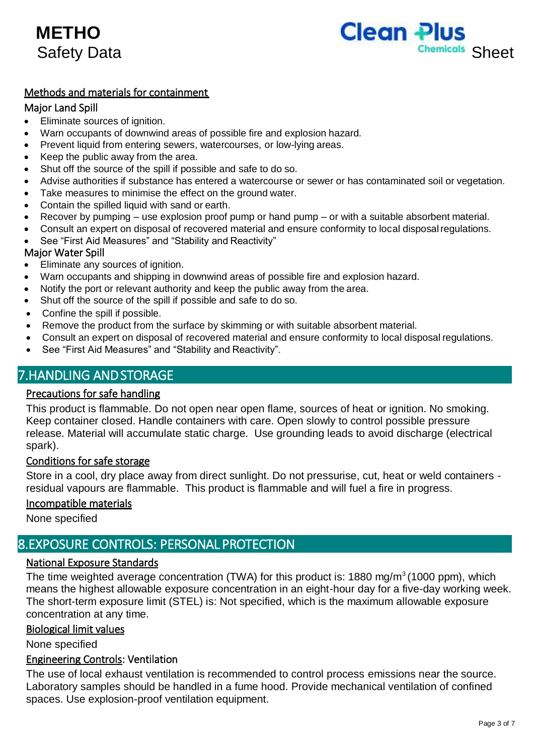### Methods and materials for containment

#### Major Land Spill

- Eliminate sources of ignition.
- Warn occupants of downwind areas of possible fire and explosion hazard.
- Prevent liquid from entering sewers, watercourses, or low-lying areas.
- Keep the public away from the area.
- Shut off the source of the spill if possible and safe to do so.
- Advise authorities if substance has entered a watercourse or sewer or has contaminated soil or vegetation.
- Take measures to minimise the effect on the ground water.
- Contain the spilled liquid with sand or earth.
- Recover by pumping – use explosion proof pump or hand pump – or with a suitable absorbent material.
- Consult an expert on disposal of recovered material and ensure conformity to local disposal regulations.
- See "First Aid Measures" and "Stability and Reactivity"

#### Major Water Spill

- Eliminate any sources of ignition.
- Warn occupants and shipping in downwind areas of possible fire and explosion hazard.
- Notify the port or relevant authority and keep the public away from the area.
- Shut off the source of the spill if possible and safe to do so.
- Confine the spill if possible.
- Remove the product from the surface by skimming or with suitable absorbent material.
- Consult an expert on disposal of recovered material and ensure conformity to local disposal regulations.
- See "First Aid Measures" and "Stability and Reactivity".

## 7.HANDLING AND STORAGE

### Precautions for safe handling

This product is flammable. Do not open near open flame, sources of heat or ignition. No smoking. Keep container closed. Handle containers with care. Open slowly to control possible pressure release. Material will accumulate static charge. Use grounding leads to avoid discharge (electrical spark).

### Conditions for safe storage

Store in a cool, dry place away from direct sunlight. Do not pressurise, cut, heat or weld containers - residual vapours are flammable. This product is flammable and will fuel a fire in progress.

### Incompatible materials

None specified

## 8.EXPOSURE CONTROLS: PERSONAL PROTECTION

### National Exposure Standards

The time weighted average concentration (TWA) for this product is: 1880 mg/m$^3$ (1000 ppm), which means the highest allowable exposure concentration in an eight-hour day for a five-day working week. The short-term exposure limit (STEL) is: Not specified, which is the maximum allowable exposure concentration at any time.

### Biological limit values

None specified

### Engineering Controls: Ventilation

The use of local exhaust ventilation is recommended to control process emissions near the source. Laboratory samples should be handled in a fume hood. Provide mechanical ventilation of confined spaces. Use explosion-proof ventilation equipment.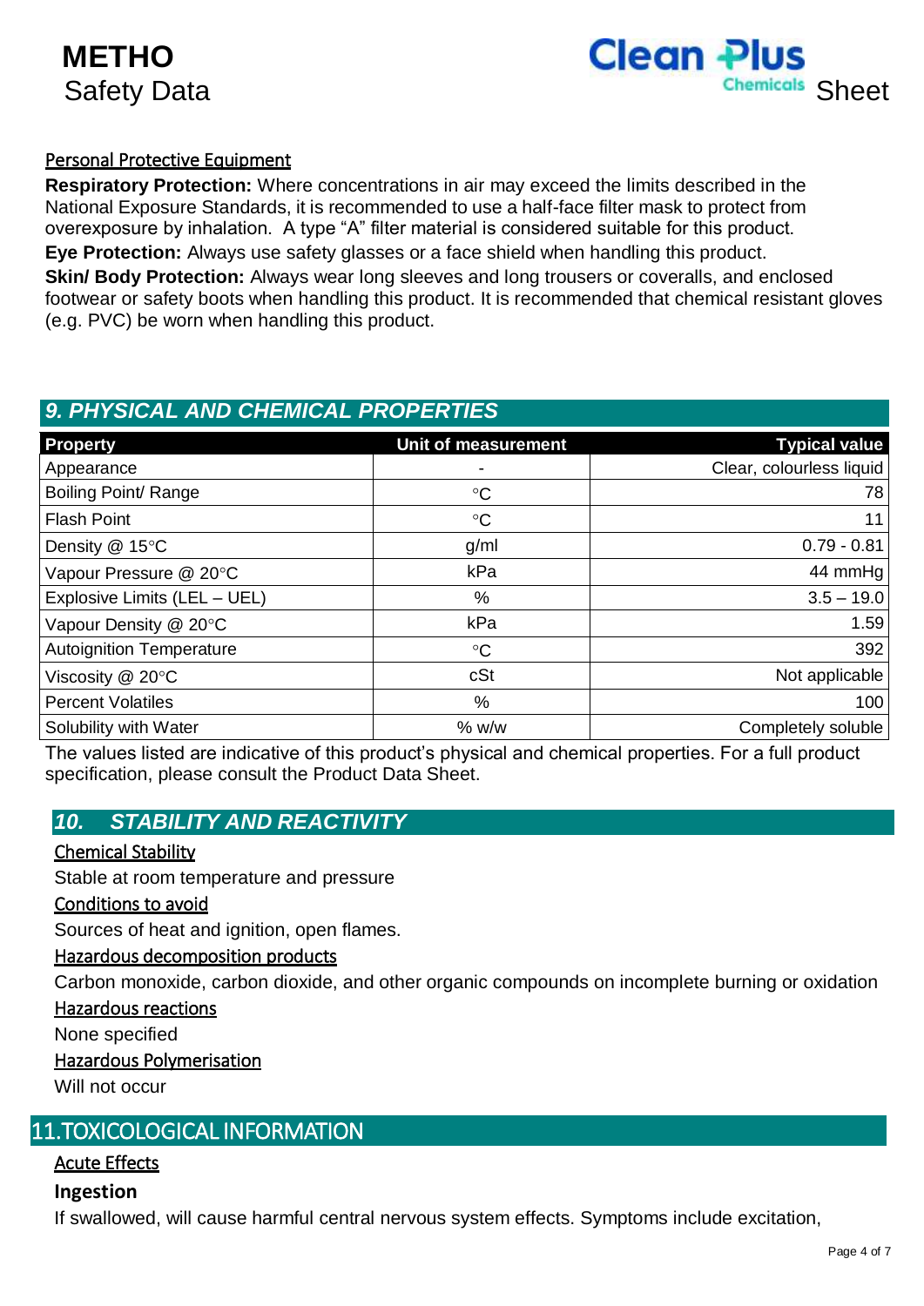#### Personal Protective Equipment

**Respiratory Protection:** Where concentrations in air may exceed the limits described in the National Exposure Standards, it is recommended to use a half-face filter mask to protect from overexposure by inhalation. A type "A" filter material is considered suitable for this product.

**Eye Protection:** Always use safety glasses or a face shield when handling this product.

**Skin/ Body Protection:** Always wear long sleeves and long trousers or coveralls, and enclosed footwear or safety boots when handling this product. It is recommended that chemical resistant gloves (e.g. PVC) be worn when handling this product.

## 9. PHYSICAL AND CHEMICAL PROPERTIES

| Property | Unit of measurement | Typical value |
|---|---|---|
| Appearance | - | Clear, colourless liquid |
| Boiling Point/ Range | °C | 78 |
| Flash Point | °C | 11 |
| Density @ 15°C | g/ml | 0.79 - 0.81 |
| Vapour Pressure @ 20°C | kPa | 44 mmHg |
| Explosive Limits (LEL – UEL) | % | 3.5 – 19.0 |
| Vapour Density @ 20°C | kPa | 1.59 |
| Autoignition Temperature | °C | 392 |
| Viscosity @ 20°C | cSt | Not applicable |
| Percent Volatiles | % | 100 |
| Solubility with Water | % w/w | Completely soluble |

The values listed are indicative of this product's physical and chemical properties. For a full product specification, please consult the Product Data Sheet.

## 10. STABILITY AND REACTIVITY

#### Chemical Stability

Stable at room temperature and pressure

#### Conditions to avoid

Sources of heat and ignition, open flames.

#### Hazardous decomposition products

Carbon monoxide, carbon dioxide, and other organic compounds on incomplete burning or oxidation

#### Hazardous reactions

None specified

#### Hazardous Polymerisation

Will not occur

## 11.TOXICOLOGICAL INFORMATION

#### Acute Effects

**Ingestion**

If swallowed, will cause harmful central nervous system effects. Symptoms include excitation,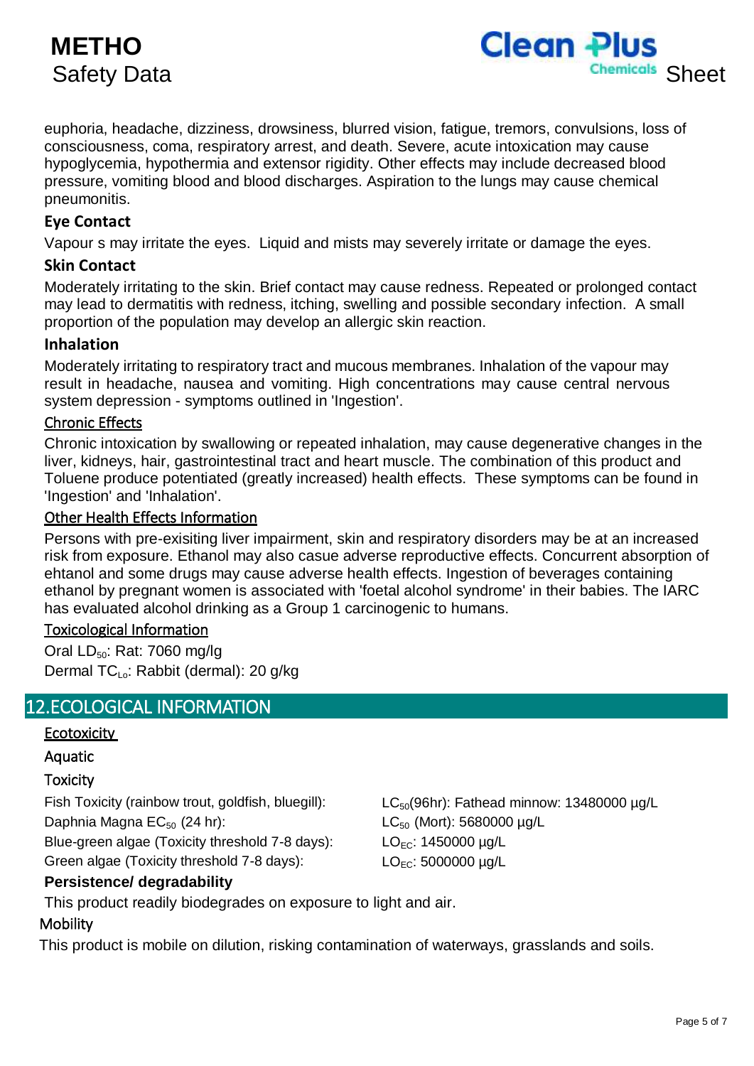euphoria, headache, dizziness, drowsiness, blurred vision, fatigue, tremors, convulsions, loss of consciousness, coma, respiratory arrest, and death. Severe, acute intoxication may cause hypoglycemia, hypothermia and extensor rigidity. Other effects may include decreased blood pressure, vomiting blood and blood discharges. Aspiration to the lungs may cause chemical pneumonitis.

### Eye Contact

Vapour s may irritate the eyes. Liquid and mists may severely irritate or damage the eyes.

### Skin Contact

Moderately irritating to the skin. Brief contact may cause redness. Repeated or prolonged contact may lead to dermatitis with redness, itching, swelling and possible secondary infection. A small proportion of the population may develop an allergic skin reaction.

### Inhalation

Moderately irritating to respiratory tract and mucous membranes. Inhalation of the vapour may result in headache, nausea and vomiting. High concentrations may cause central nervous system depression - symptoms outlined in 'Ingestion'.

#### Chronic Effects

Chronic intoxication by swallowing or repeated inhalation, may cause degenerative changes in the liver, kidneys, hair, gastrointestinal tract and heart muscle. The combination of this product and Toluene produce potentiated (greatly increased) health effects. These symptoms can be found in 'Ingestion' and 'Inhalation'.

#### Other Health Effects Information

Persons with pre-exisiting liver impairment, skin and respiratory disorders may be at an increased risk from exposure. Ethanol may also casue adverse reproductive effects. Concurrent absorption of ehtanol and some drugs may cause adverse health effects. Ingestion of beverages containing ethanol by pregnant women is associated with 'foetal alcohol syndrome' in their babies. The IARC has evaluated alcohol drinking as a Group 1 carcinogenic to humans.

#### Toxicological Information

Oral $LD_{50}$: Rat: 7060 mg/lg
Dermal $TC_{Lo}$: Rabbit (dermal): 20 g/kg

## 12.ECOLOGICAL INFORMATION

#### Ecotoxicity

Aquatic

Toxicity

| | |
|---|---|
| Fish Toxicity (rainbow trout, goldfish, bluegill): | $LC_{50}$(96hr): Fathead minnow: 13480000 µg/L |
| Daphnia Magna $EC_{50}$ (24 hr): | $LC_{50}$ (Mort): 5680000 µg/L |
| Blue-green algae (Toxicity threshold 7-8 days): | $LO_{EC}$: 1450000 µg/L |
| Green algae (Toxicity threshold 7-8 days): | $LO_{EC}$: 5000000 µg/L |

**Persistence/ degradability**

This product readily biodegrades on exposure to light and air.

Mobility

This product is mobile on dilution, risking contamination of waterways, grasslands and soils.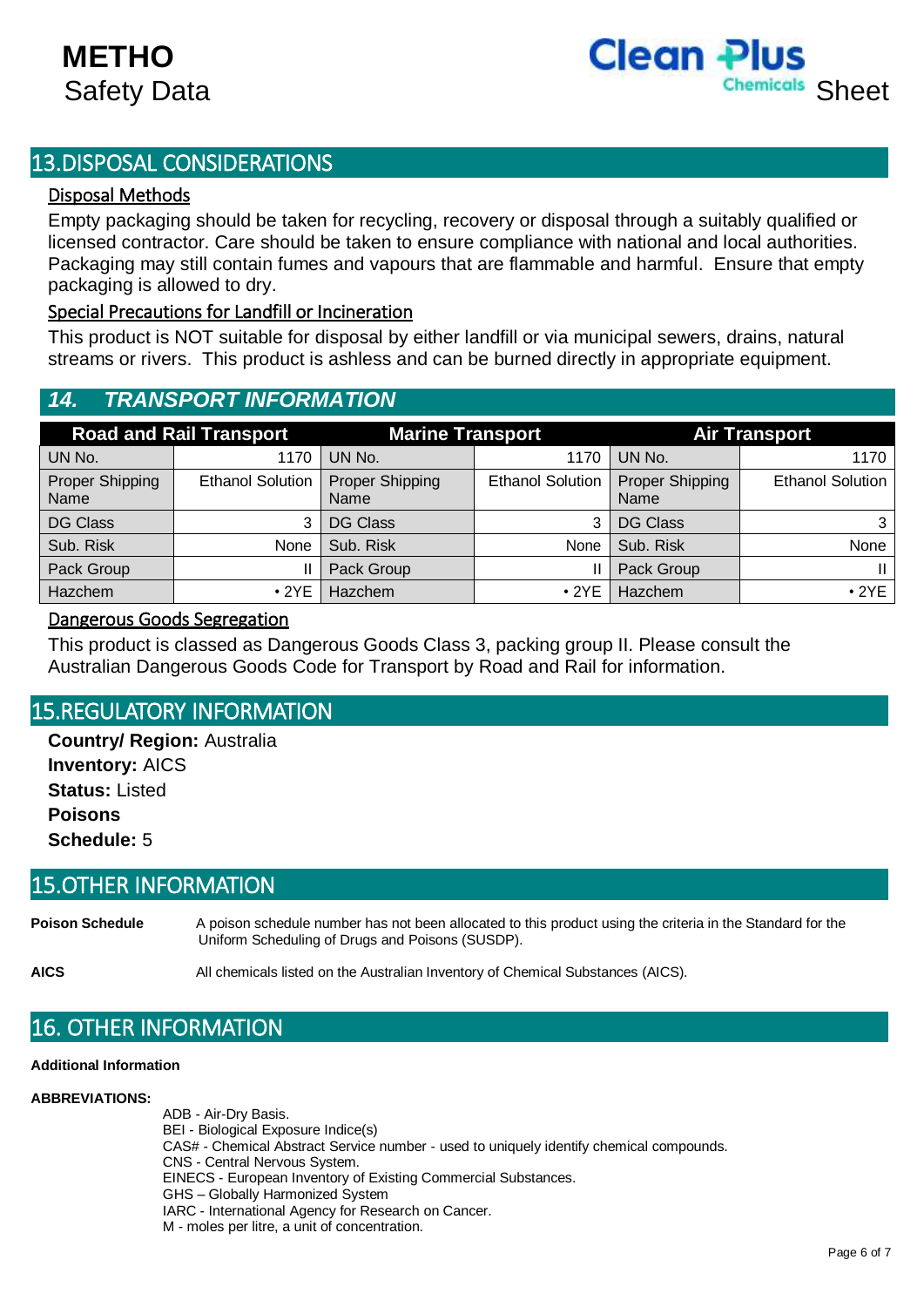## 13.DISPOSAL CONSIDERATIONS

### Disposal Methods

Empty packaging should be taken for recycling, recovery or disposal through a suitably qualified or licensed contractor. Care should be taken to ensure compliance with national and local authorities. Packaging may still contain fumes and vapours that are flammable and harmful. Ensure that empty packaging is allowed to dry.

### Special Precautions for Landfill or Incineration

This product is NOT suitable for disposal by either landfill or via municipal sewers, drains, natural streams or rivers. This product is ashless and can be burned directly in appropriate equipment.

## *14. TRANSPORT INFORMATION*

| Road and Rail Transport | | Marine Transport | | Air Transport | |
|---|---|---|---|---|---|
| UN No. | 1170 | UN No. | 1170 | UN No. | 1170 |
| Proper Shipping Name | Ethanol Solution | Proper Shipping Name | Ethanol Solution | Proper Shipping Name | Ethanol Solution |
| DG Class | 3 | DG Class | 3 | DG Class | 3 |
| Sub. Risk | None | Sub. Risk | None | Sub. Risk | None |
| Pack Group | II | Pack Group | II | Pack Group | II |
| Hazchem | • 2YE | Hazchem | • 2YE | Hazchem | • 2YE |

### Dangerous Goods Segregation

This product is classed as Dangerous Goods Class 3, packing group II. Please consult the Australian Dangerous Goods Code for Transport by Road and Rail for information.

## 15.REGULATORY INFORMATION

**Country/ Region:** Australia
**Inventory:** AICS
**Status:** Listed
**Poisons**
**Schedule:** 5

## 15.OTHER INFORMATION

**Poison Schedule** A poison schedule number has not been allocated to this product using the criteria in the Standard for the Uniform Scheduling of Drugs and Poisons (SUSDP).

**AICS** All chemicals listed on the Australian Inventory of Chemical Substances (AICS).

## 16. OTHER INFORMATION

**Additional Information**

**ABBREVIATIONS:**

ADB - Air-Dry Basis.
BEI - Biological Exposure Indice(s)
CAS# - Chemical Abstract Service number - used to uniquely identify chemical compounds.
CNS - Central Nervous System.
EINECS - European Inventory of Existing Commercial Substances.
GHS – Globally Harmonized System
IARC - International Agency for Research on Cancer.
M - moles per litre, a unit of concentration.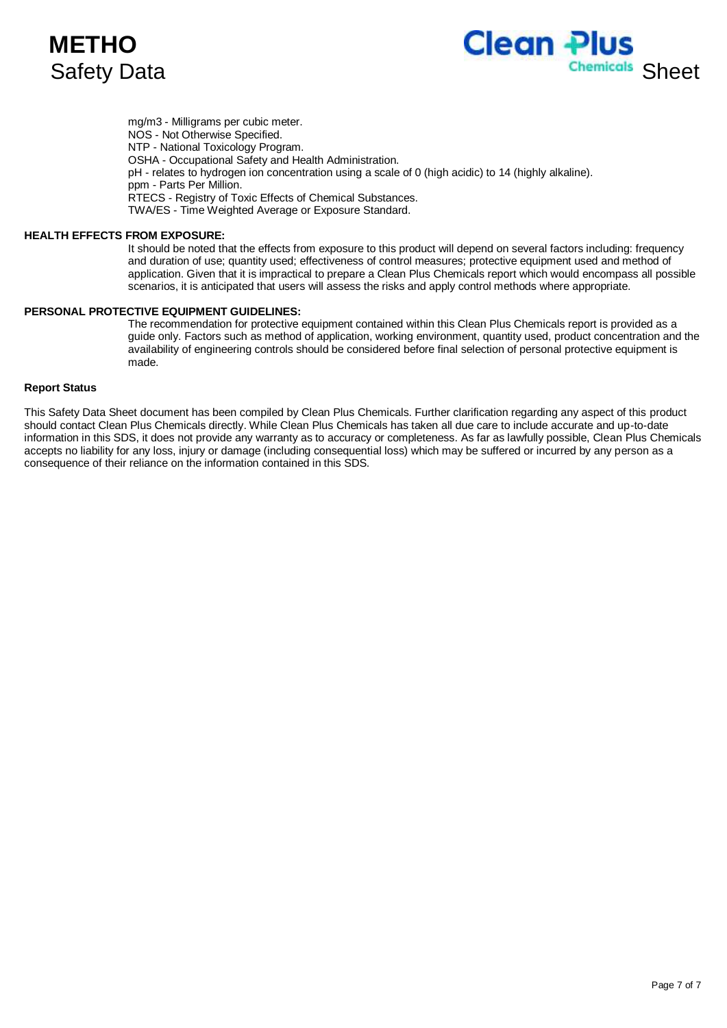mg/m3 - Milligrams per cubic meter.
NOS - Not Otherwise Specified.
NTP - National Toxicology Program.
OSHA - Occupational Safety and Health Administration.
pH - relates to hydrogen ion concentration using a scale of 0 (high acidic) to 14 (highly alkaline).
ppm - Parts Per Million.
RTECS - Registry of Toxic Effects of Chemical Substances.
TWA/ES - Time Weighted Average or Exposure Standard.

**HEALTH EFFECTS FROM EXPOSURE:**

It should be noted that the effects from exposure to this product will depend on several factors including: frequency and duration of use; quantity used; effectiveness of control measures; protective equipment used and method of application. Given that it is impractical to prepare a Clean Plus Chemicals report which would encompass all possible scenarios, it is anticipated that users will assess the risks and apply control methods where appropriate.

**PERSONAL PROTECTIVE EQUIPMENT GUIDELINES:**

The recommendation for protective equipment contained within this Clean Plus Chemicals report is provided as a guide only. Factors such as method of application, working environment, quantity used, product concentration and the availability of engineering controls should be considered before final selection of personal protective equipment is made.

**Report Status**

This Safety Data Sheet document has been compiled by Clean Plus Chemicals. Further clarification regarding any aspect of this product should contact Clean Plus Chemicals directly. While Clean Plus Chemicals has taken all due care to include accurate and up-to-date information in this SDS, it does not provide any warranty as to accuracy or completeness. As far as lawfully possible, Clean Plus Chemicals accepts no liability for any loss, injury or damage (including consequential loss) which may be suffered or incurred by any person as a consequence of their reliance on the information contained in this SDS.